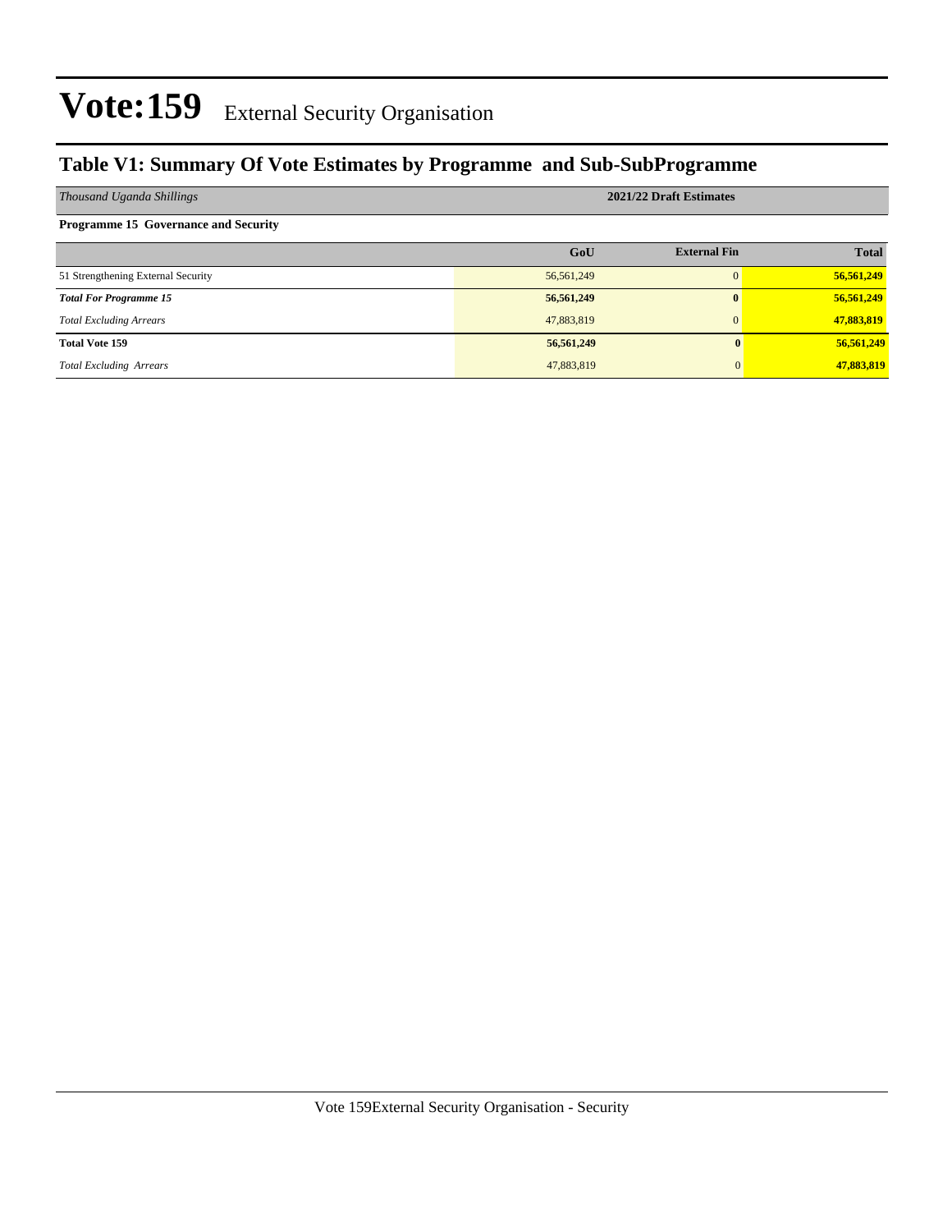# Vote:159 External Security Organisation

## Table V1: Summary Of Vote Estimates by Programme and Sub-SubProgramme

| *Thousand Uganda Shillings* | 2021/22 Draft Estimates | | |
|---|---|---|---|
| **Programme 15 Governance and Security** | | | |
| | **GoU** | **External Fin** | **Total** |
| 51 Strengthening External Security | 56,561,249 | 0 | **56,561,249** |
| ***Total For Programme 15*** | **56,561,249** | **0** | **56,561,249** |
| *Total Excluding Arrears* | 47,883,819 | 0 | **47,883,819** |
| **Total Vote 159** | **56,561,249** | **0** | **56,561,249** |
| *Total Excluding Arrears* | 47,883,819 | 0 | **47,883,819** |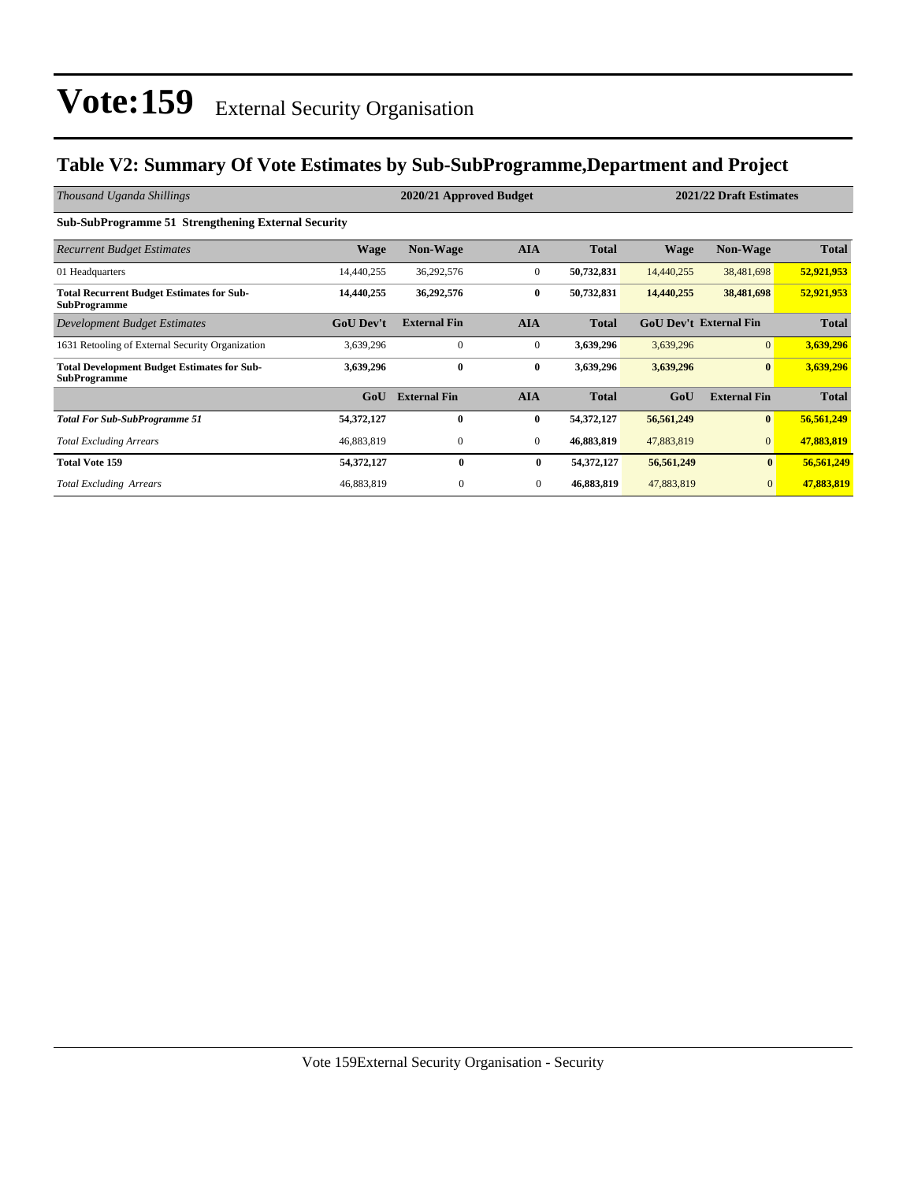# Vote:159 External Security Organisation

## Table V2: Summary Of Vote Estimates by Sub-SubProgramme,Department and Project

| *Thousand Uganda Shillings* | 2020/21 Approved Budget | | | | 2021/22 Draft Estimates | | |
|---|---|---|---|---|---|---|---|
| **Sub-SubProgramme 51 Strengthening External Security** | | | | | | | |
| *Recurrent Budget Estimates* | **Wage** | **Non-Wage** | **AIA** | **Total** | **Wage** | **Non-Wage** | **Total** |
| 01 Headquarters | 14,440,255 | 36,292,576 | 0 | **50,732,831** | 14,440,255 | 38,481,698 | **52,921,953** |
| **Total Recurrent Budget Estimates for Sub-SubProgramme** | **14,440,255** | **36,292,576** | **0** | **50,732,831** | **14,440,255** | **38,481,698** | **52,921,953** |
| *Development Budget Estimates* | **GoU Dev't** | **External Fin** | **AIA** | **Total** | **GoU Dev't** | **External Fin** | **Total** |
| 1631 Retooling of External Security Organization | 3,639,296 | 0 | 0 | **3,639,296** | 3,639,296 | 0 | **3,639,296** |
| **Total Development Budget Estimates for Sub-SubProgramme** | **3,639,296** | **0** | **0** | **3,639,296** | **3,639,296** | **0** | **3,639,296** |
| | **GoU** | **External Fin** | **AIA** | **Total** | **GoU** | **External Fin** | **Total** |
| ***Total For Sub-SubProgramme 51*** | **54,372,127** | **0** | **0** | **54,372,127** | **56,561,249** | **0** | **56,561,249** |
| *Total Excluding Arrears* | 46,883,819 | 0 | 0 | **46,883,819** | 47,883,819 | 0 | **47,883,819** |
| **Total Vote 159** | **54,372,127** | **0** | **0** | **54,372,127** | **56,561,249** | **0** | **56,561,249** |
| *Total Excluding Arrears* | 46,883,819 | 0 | 0 | **46,883,819** | 47,883,819 | 0 | **47,883,819** |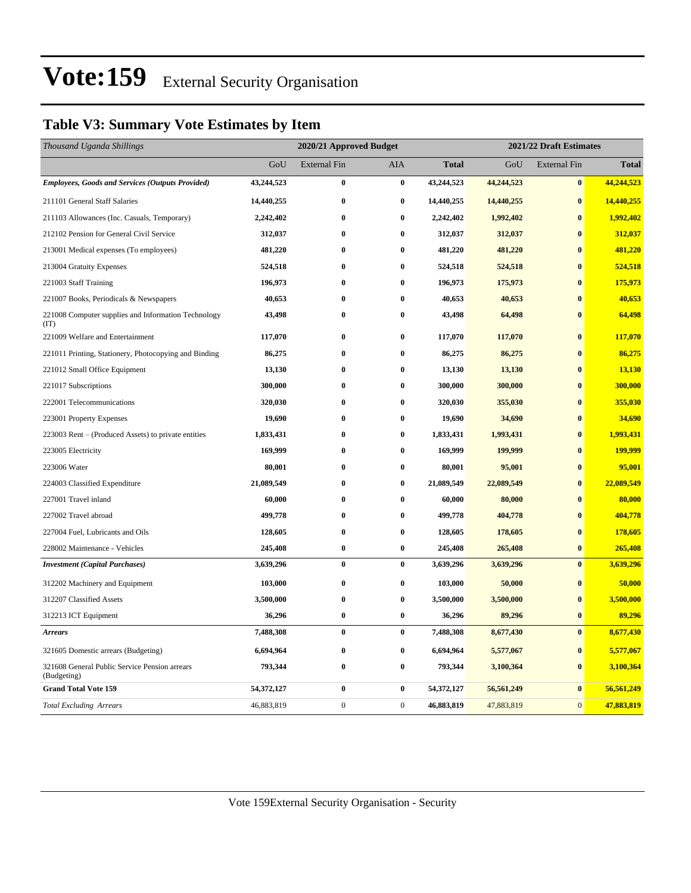# Vote:159 External Security Organisation

## Table V3: Summary Vote Estimates by Item

| *Thousand Uganda Shillings* | 2020/21 Approved Budget | | | | 2021/22 Draft Estimates | | |
|---|---|---|---|---|---|---|---|
| | GoU | External Fin | AIA | **Total** | GoU | External Fin | **Total** |
| ***Employees, Goods and Services (Outputs Provided)*** | **43,244,523** | **0** | **0** | **43,244,523** | **44,244,523** | **0** | **44,244,523** |
| 211101 General Staff Salaries | **14,440,255** | **0** | **0** | **14,440,255** | **14,440,255** | **0** | **14,440,255** |
| 211103 Allowances (Inc. Casuals, Temporary) | **2,242,402** | **0** | **0** | **2,242,402** | **1,992,402** | **0** | **1,992,402** |
| 212102 Pension for General Civil Service | **312,037** | **0** | **0** | **312,037** | **312,037** | **0** | **312,037** |
| 213001 Medical expenses (To employees) | **481,220** | **0** | **0** | **481,220** | **481,220** | **0** | **481,220** |
| 213004 Gratuity Expenses | **524,518** | **0** | **0** | **524,518** | **524,518** | **0** | **524,518** |
| 221003 Staff Training | **196,973** | **0** | **0** | **196,973** | **175,973** | **0** | **175,973** |
| 221007 Books, Periodicals & Newspapers | **40,653** | **0** | **0** | **40,653** | **40,653** | **0** | **40,653** |
| 221008 Computer supplies and Information Technology (IT) | **43,498** | **0** | **0** | **43,498** | **64,498** | **0** | **64,498** |
| 221009 Welfare and Entertainment | **117,070** | **0** | **0** | **117,070** | **117,070** | **0** | **117,070** |
| 221011 Printing, Stationery, Photocopying and Binding | **86,275** | **0** | **0** | **86,275** | **86,275** | **0** | **86,275** |
| 221012 Small Office Equipment | **13,130** | **0** | **0** | **13,130** | **13,130** | **0** | **13,130** |
| 221017 Subscriptions | **300,000** | **0** | **0** | **300,000** | **300,000** | **0** | **300,000** |
| 222001 Telecommunications | **320,030** | **0** | **0** | **320,030** | **355,030** | **0** | **355,030** |
| 223001 Property Expenses | **19,690** | **0** | **0** | **19,690** | **34,690** | **0** | **34,690** |
| 223003 Rent – (Produced Assets) to private entities | **1,833,431** | **0** | **0** | **1,833,431** | **1,993,431** | **0** | **1,993,431** |
| 223005 Electricity | **169,999** | **0** | **0** | **169,999** | **199,999** | **0** | **199,999** |
| 223006 Water | **80,001** | **0** | **0** | **80,001** | **95,001** | **0** | **95,001** |
| 224003 Classified Expenditure | **21,089,549** | **0** | **0** | **21,089,549** | **22,089,549** | **0** | **22,089,549** |
| 227001 Travel inland | **60,000** | **0** | **0** | **60,000** | **80,000** | **0** | **80,000** |
| 227002 Travel abroad | **499,778** | **0** | **0** | **499,778** | **404,778** | **0** | **404,778** |
| 227004 Fuel, Lubricants and Oils | **128,605** | **0** | **0** | **128,605** | **178,605** | **0** | **178,605** |
| 228002 Maintenance - Vehicles | **245,408** | **0** | **0** | **245,408** | **265,408** | **0** | **265,408** |
| ***Investment (Capital Purchases)*** | **3,639,296** | **0** | **0** | **3,639,296** | **3,639,296** | **0** | **3,639,296** |
| 312202 Machinery and Equipment | **103,000** | **0** | **0** | **103,000** | **50,000** | **0** | **50,000** |
| 312207 Classified Assets | **3,500,000** | **0** | **0** | **3,500,000** | **3,500,000** | **0** | **3,500,000** |
| 312213 ICT Equipment | **36,296** | **0** | **0** | **36,296** | **89,296** | **0** | **89,296** |
| ***Arrears*** | **7,488,308** | **0** | **0** | **7,488,308** | **8,677,430** | **0** | **8,677,430** |
| 321605 Domestic arrears (Budgeting) | **6,694,964** | **0** | **0** | **6,694,964** | **5,577,067** | **0** | **5,577,067** |
| 321608 General Public Service Pension arrears (Budgeting) | **793,344** | **0** | **0** | **793,344** | **3,100,364** | **0** | **3,100,364** |
| **Grand Total Vote 159** | **54,372,127** | **0** | **0** | **54,372,127** | **56,561,249** | **0** | **56,561,249** |
| *Total Excluding Arrears* | 46,883,819 | 0 | 0 | **46,883,819** | 47,883,819 | 0 | **47,883,819** |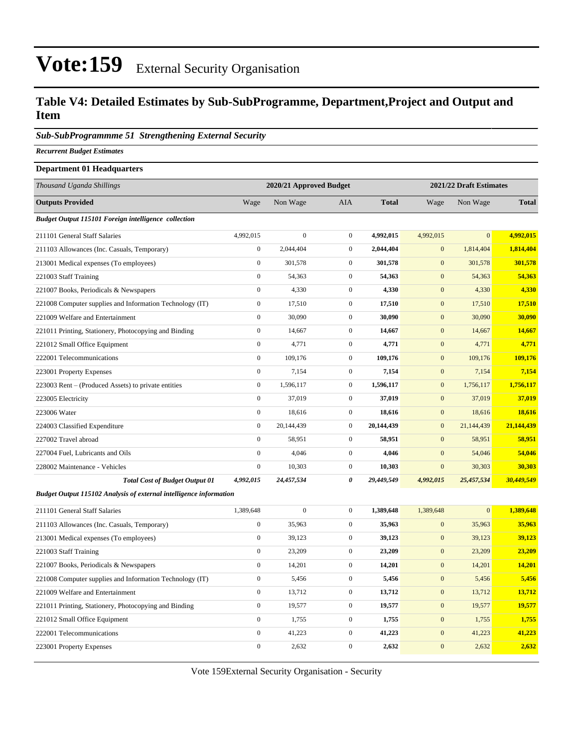# Vote:159 External Security Organisation

## Table V4: Detailed Estimates by Sub-SubProgramme, Department,Project and Output and Item

### *Sub-SubProgrammme 51 Strengthening External Security*

***Recurrent Budget Estimates***

**Department 01 Headquarters**

| *Thousand Uganda Shillings* | 2020/21 Approved Budget | | | | 2021/22 Draft Estimates | | |
|---|---|---|---|---|---|---|---|
| **Outputs Provided** | Wage | Non Wage | AIA | **Total** | Wage | Non Wage | **Total** |
| ***Budget Output 115101 Foreign intelligence collection*** | | | | | | | |
| 211101 General Staff Salaries | 4,992,015 | 0 | 0 | **4,992,015** | 4,992,015 | 0 | **4,992,015** |
| 211103 Allowances (Inc. Casuals, Temporary) | 0 | 2,044,404 | 0 | **2,044,404** | 0 | 1,814,404 | **1,814,404** |
| 213001 Medical expenses (To employees) | 0 | 301,578 | 0 | **301,578** | 0 | 301,578 | **301,578** |
| 221003 Staff Training | 0 | 54,363 | 0 | **54,363** | 0 | 54,363 | **54,363** |
| 221007 Books, Periodicals & Newspapers | 0 | 4,330 | 0 | **4,330** | 0 | 4,330 | **4,330** |
| 221008 Computer supplies and Information Technology (IT) | 0 | 17,510 | 0 | **17,510** | 0 | 17,510 | **17,510** |
| 221009 Welfare and Entertainment | 0 | 30,090 | 0 | **30,090** | 0 | 30,090 | **30,090** |
| 221011 Printing, Stationery, Photocopying and Binding | 0 | 14,667 | 0 | **14,667** | 0 | 14,667 | **14,667** |
| 221012 Small Office Equipment | 0 | 4,771 | 0 | **4,771** | 0 | 4,771 | **4,771** |
| 222001 Telecommunications | 0 | 109,176 | 0 | **109,176** | 0 | 109,176 | **109,176** |
| 223001 Property Expenses | 0 | 7,154 | 0 | **7,154** | 0 | 7,154 | **7,154** |
| 223003 Rent – (Produced Assets) to private entities | 0 | 1,596,117 | 0 | **1,596,117** | 0 | 1,756,117 | **1,756,117** |
| 223005 Electricity | 0 | 37,019 | 0 | **37,019** | 0 | 37,019 | **37,019** |
| 223006 Water | 0 | 18,616 | 0 | **18,616** | 0 | 18,616 | **18,616** |
| 224003 Classified Expenditure | 0 | 20,144,439 | 0 | **20,144,439** | 0 | 21,144,439 | **21,144,439** |
| 227002 Travel abroad | 0 | 58,951 | 0 | **58,951** | 0 | 58,951 | **58,951** |
| 227004 Fuel, Lubricants and Oils | 0 | 4,046 | 0 | **4,046** | 0 | 54,046 | **54,046** |
| 228002 Maintenance - Vehicles | 0 | 10,303 | 0 | **10,303** | 0 | 30,303 | **30,303** |
| ***Total Cost of Budget Output 01*** | ***4,992,015*** | ***24,457,534*** | ***0*** | ***29,449,549*** | ***4,992,015*** | ***25,457,534*** | ***30,449,549*** |
| ***Budget Output 115102 Analysis of external intelligence information*** | | | | | | | |
| 211101 General Staff Salaries | 1,389,648 | 0 | 0 | **1,389,648** | 1,389,648 | 0 | **1,389,648** |
| 211103 Allowances (Inc. Casuals, Temporary) | 0 | 35,963 | 0 | **35,963** | 0 | 35,963 | **35,963** |
| 213001 Medical expenses (To employees) | 0 | 39,123 | 0 | **39,123** | 0 | 39,123 | **39,123** |
| 221003 Staff Training | 0 | 23,209 | 0 | **23,209** | 0 | 23,209 | **23,209** |
| 221007 Books, Periodicals & Newspapers | 0 | 14,201 | 0 | **14,201** | 0 | 14,201 | **14,201** |
| 221008 Computer supplies and Information Technology (IT) | 0 | 5,456 | 0 | **5,456** | 0 | 5,456 | **5,456** |
| 221009 Welfare and Entertainment | 0 | 13,712 | 0 | **13,712** | 0 | 13,712 | **13,712** |
| 221011 Printing, Stationery, Photocopying and Binding | 0 | 19,577 | 0 | **19,577** | 0 | 19,577 | **19,577** |
| 221012 Small Office Equipment | 0 | 1,755 | 0 | **1,755** | 0 | 1,755 | **1,755** |
| 222001 Telecommunications | 0 | 41,223 | 0 | **41,223** | 0 | 41,223 | **41,223** |
| 223001 Property Expenses | 0 | 2,632 | 0 | **2,632** | 0 | 2,632 | **2,632** |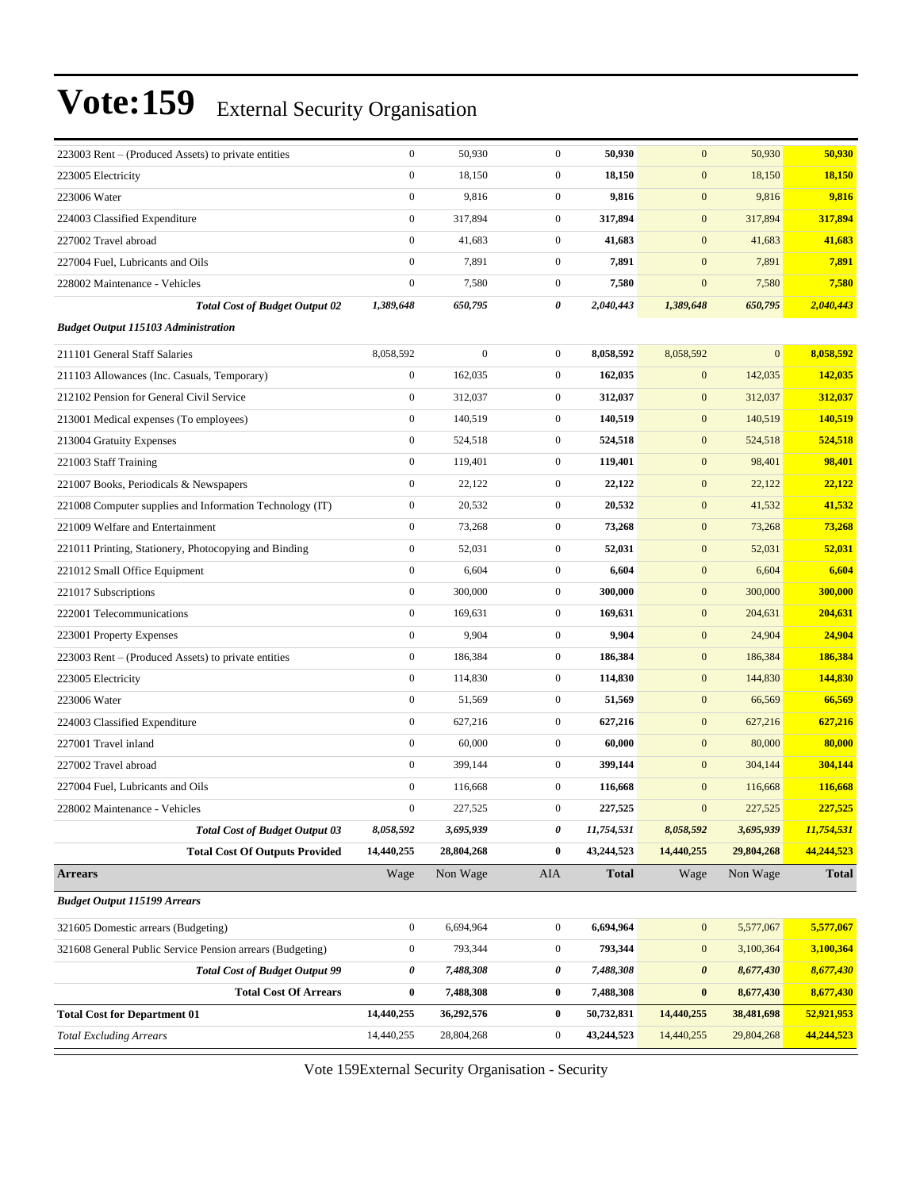# Vote:159 External Security Organisation

| | | | | | | | |
|---|---|---|---|---|---|---|---|
| 223003 Rent – (Produced Assets) to private entities | 0 | 50,930 | 0 | **50,930** | 0 | 50,930 | **50,930** |
| 223005 Electricity | 0 | 18,150 | 0 | **18,150** | 0 | 18,150 | **18,150** |
| 223006 Water | 0 | 9,816 | 0 | **9,816** | 0 | 9,816 | **9,816** |
| 224003 Classified Expenditure | 0 | 317,894 | 0 | **317,894** | 0 | 317,894 | **317,894** |
| 227002 Travel abroad | 0 | 41,683 | 0 | **41,683** | 0 | 41,683 | **41,683** |
| 227004 Fuel, Lubricants and Oils | 0 | 7,891 | 0 | **7,891** | 0 | 7,891 | **7,891** |
| 228002 Maintenance - Vehicles | 0 | 7,580 | 0 | **7,580** | 0 | 7,580 | **7,580** |
| ***Total Cost of Budget Output 02*** | ***1,389,648*** | ***650,795*** | ***0*** | ***2,040,443*** | ***1,389,648*** | ***650,795*** | ***2,040,443*** |
| ***Budget Output 115103 Administration*** | | | | | | | |
| 211101 General Staff Salaries | 8,058,592 | 0 | 0 | **8,058,592** | 8,058,592 | 0 | **8,058,592** |
| 211103 Allowances (Inc. Casuals, Temporary) | 0 | 162,035 | 0 | **162,035** | 0 | 142,035 | **142,035** |
| 212102 Pension for General Civil Service | 0 | 312,037 | 0 | **312,037** | 0 | 312,037 | **312,037** |
| 213001 Medical expenses (To employees) | 0 | 140,519 | 0 | **140,519** | 0 | 140,519 | **140,519** |
| 213004 Gratuity Expenses | 0 | 524,518 | 0 | **524,518** | 0 | 524,518 | **524,518** |
| 221003 Staff Training | 0 | 119,401 | 0 | **119,401** | 0 | 98,401 | **98,401** |
| 221007 Books, Periodicals & Newspapers | 0 | 22,122 | 0 | **22,122** | 0 | 22,122 | **22,122** |
| 221008 Computer supplies and Information Technology (IT) | 0 | 20,532 | 0 | **20,532** | 0 | 41,532 | **41,532** |
| 221009 Welfare and Entertainment | 0 | 73,268 | 0 | **73,268** | 0 | 73,268 | **73,268** |
| 221011 Printing, Stationery, Photocopying and Binding | 0 | 52,031 | 0 | **52,031** | 0 | 52,031 | **52,031** |
| 221012 Small Office Equipment | 0 | 6,604 | 0 | **6,604** | 0 | 6,604 | **6,604** |
| 221017 Subscriptions | 0 | 300,000 | 0 | **300,000** | 0 | 300,000 | **300,000** |
| 222001 Telecommunications | 0 | 169,631 | 0 | **169,631** | 0 | 204,631 | **204,631** |
| 223001 Property Expenses | 0 | 9,904 | 0 | **9,904** | 0 | 24,904 | **24,904** |
| 223003 Rent – (Produced Assets) to private entities | 0 | 186,384 | 0 | **186,384** | 0 | 186,384 | **186,384** |
| 223005 Electricity | 0 | 114,830 | 0 | **114,830** | 0 | 144,830 | **144,830** |
| 223006 Water | 0 | 51,569 | 0 | **51,569** | 0 | 66,569 | **66,569** |
| 224003 Classified Expenditure | 0 | 627,216 | 0 | **627,216** | 0 | 627,216 | **627,216** |
| 227001 Travel inland | 0 | 60,000 | 0 | **60,000** | 0 | 80,000 | **80,000** |
| 227002 Travel abroad | 0 | 399,144 | 0 | **399,144** | 0 | 304,144 | **304,144** |
| 227004 Fuel, Lubricants and Oils | 0 | 116,668 | 0 | **116,668** | 0 | 116,668 | **116,668** |
| 228002 Maintenance - Vehicles | 0 | 227,525 | 0 | **227,525** | 0 | 227,525 | **227,525** |
| ***Total Cost of Budget Output 03*** | ***8,058,592*** | ***3,695,939*** | ***0*** | ***11,754,531*** | ***8,058,592*** | ***3,695,939*** | ***11,754,531*** |
| **Total Cost Of Outputs Provided** | **14,440,255** | **28,804,268** | **0** | **43,244,523** | **14,440,255** | **29,804,268** | **44,244,523** |
| **Arrears** | Wage | Non Wage | AIA | **Total** | Wage | Non Wage | **Total** |
| ***Budget Output 115199 Arrears*** | | | | | | | |
| 321605 Domestic arrears (Budgeting) | 0 | 6,694,964 | 0 | **6,694,964** | 0 | 5,577,067 | **5,577,067** |
| 321608 General Public Service Pension arrears (Budgeting) | 0 | 793,344 | 0 | **793,344** | 0 | 3,100,364 | **3,100,364** |
| ***Total Cost of Budget Output 99*** | ***0*** | ***7,488,308*** | ***0*** | ***7,488,308*** | ***0*** | ***8,677,430*** | ***8,677,430*** |
| **Total Cost Of Arrears** | **0** | **7,488,308** | **0** | **7,488,308** | **0** | **8,677,430** | **8,677,430** |
| **Total Cost for Department 01** | **14,440,255** | **36,292,576** | **0** | **50,732,831** | **14,440,255** | **38,481,698** | **52,921,953** |
| *Total Excluding Arrears* | 14,440,255 | 28,804,268 | 0 | **43,244,523** | 14,440,255 | 29,804,268 | **44,244,523** |

Vote 159External Security Organisation - Security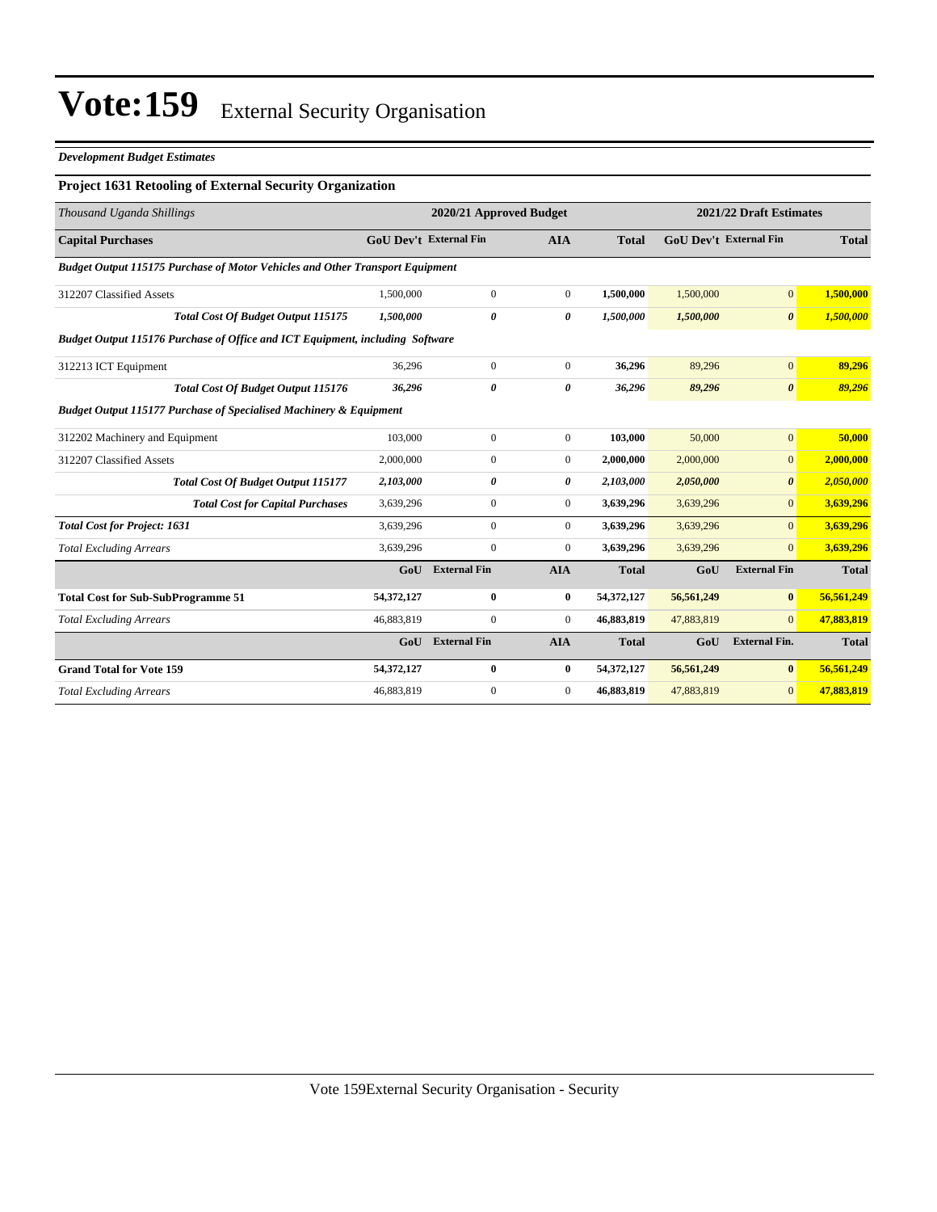# Vote:159 External Security Organisation

*Development Budget Estimates*

### Project 1631 Retooling of External Security Organization

| *Thousand Uganda Shillings* | 2020/21 Approved Budget | | | | 2021/22 Draft Estimates | | |
|---|---|---|---|---|---|---|---|
| **Capital Purchases** | **GoU Dev't** | **External Fin** | **AIA** | **Total** | **GoU Dev't** | **External Fin** | **Total** |
| ***Budget Output 115175 Purchase of Motor Vehicles and Other Transport Equipment*** | | | | | | | |
| 312207 Classified Assets | 1,500,000 | 0 | 0 | **1,500,000** | 1,500,000 | 0 | **1,500,000** |
| ***Total Cost Of Budget Output 115175*** | ***1,500,000*** | ***0*** | ***0*** | ***1,500,000*** | ***1,500,000*** | ***0*** | ***1,500,000*** |
| ***Budget Output 115176 Purchase of Office and ICT Equipment, including Software*** | | | | | | | |
| 312213 ICT Equipment | 36,296 | 0 | 0 | **36,296** | 89,296 | 0 | **89,296** |
| ***Total Cost Of Budget Output 115176*** | ***36,296*** | ***0*** | ***0*** | ***36,296*** | ***89,296*** | ***0*** | ***89,296*** |
| ***Budget Output 115177 Purchase of Specialised Machinery & Equipment*** | | | | | | | |
| 312202 Machinery and Equipment | 103,000 | 0 | 0 | **103,000** | 50,000 | 0 | **50,000** |
| 312207 Classified Assets | 2,000,000 | 0 | 0 | **2,000,000** | 2,000,000 | 0 | **2,000,000** |
| ***Total Cost Of Budget Output 115177*** | ***2,103,000*** | ***0*** | ***0*** | ***2,103,000*** | ***2,050,000*** | ***0*** | ***2,050,000*** |
| ***Total Cost for Capital Purchases*** | 3,639,296 | 0 | 0 | **3,639,296** | 3,639,296 | 0 | **3,639,296** |
| ***Total Cost for Project: 1631*** | 3,639,296 | 0 | 0 | **3,639,296** | 3,639,296 | 0 | **3,639,296** |
| *Total Excluding Arrears* | 3,639,296 | 0 | 0 | **3,639,296** | 3,639,296 | 0 | **3,639,296** |
| | **GoU** | **External Fin** | **AIA** | **Total** | **GoU** | **External Fin** | **Total** |
| **Total Cost for Sub-SubProgramme 51** | **54,372,127** | **0** | **0** | **54,372,127** | **56,561,249** | **0** | **56,561,249** |
| *Total Excluding Arrears* | 46,883,819 | 0 | 0 | **46,883,819** | 47,883,819 | 0 | **47,883,819** |
| | **GoU** | **External Fin** | **AIA** | **Total** | **GoU** | **External Fin.** | **Total** |
| **Grand Total for Vote 159** | **54,372,127** | **0** | **0** | **54,372,127** | **56,561,249** | **0** | **56,561,249** |
| *Total Excluding Arrears* | 46,883,819 | 0 | 0 | **46,883,819** | 47,883,819 | 0 | **47,883,819** |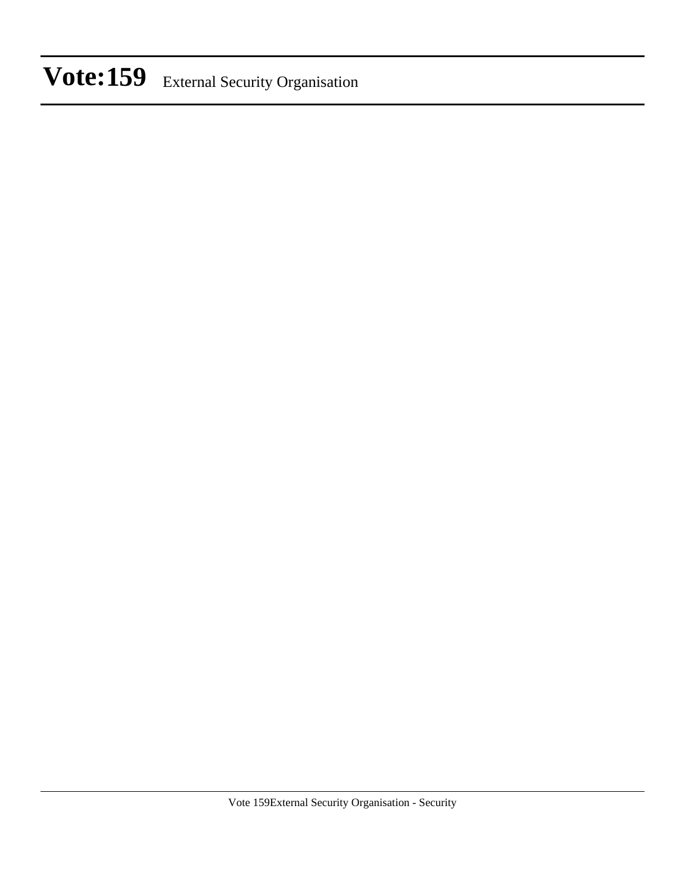# Vote:159 External Security Organisation